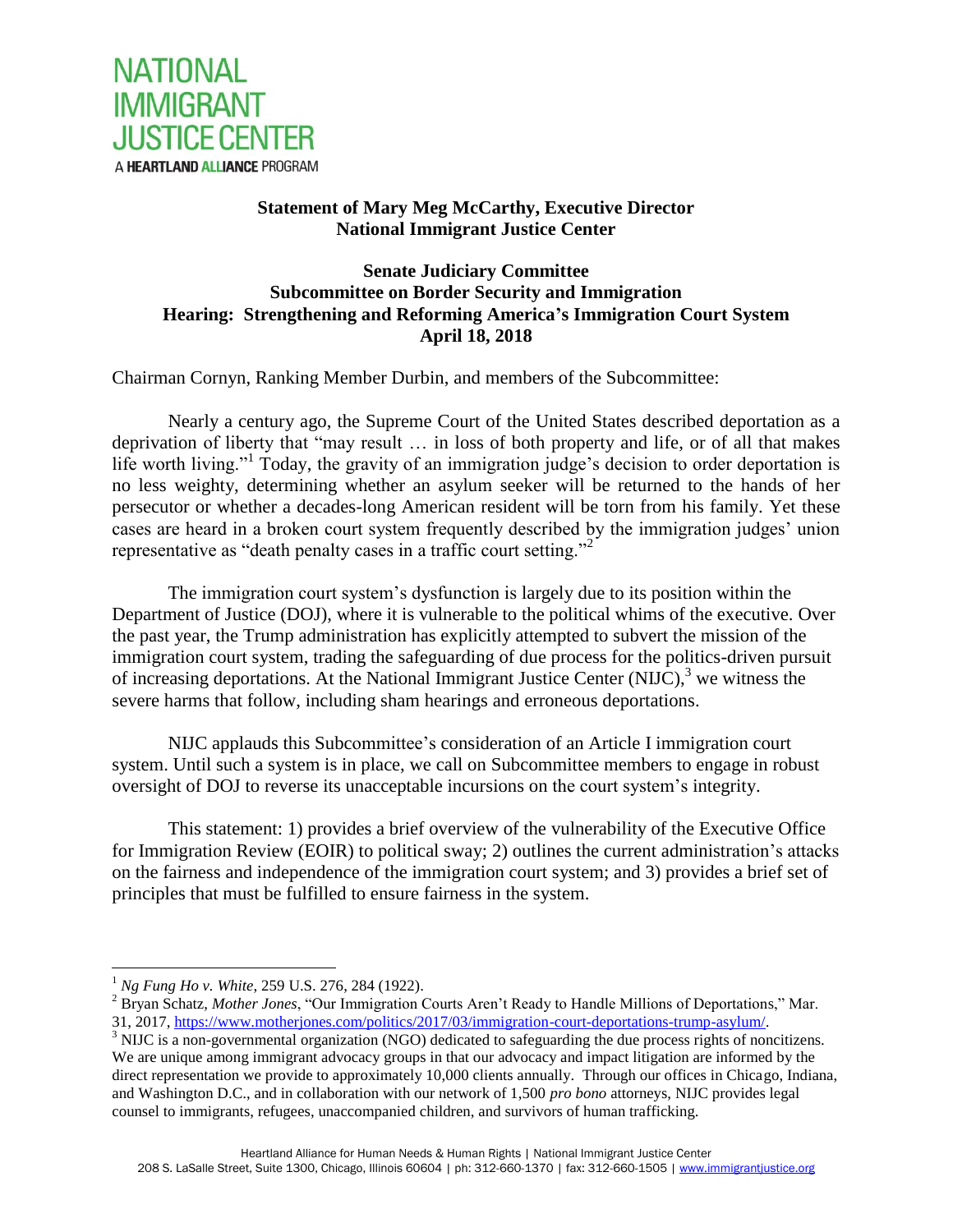NATIONAL IMMIGRANT JUSTICE CENTER

A HEARTLAND ALLIANCE PROGRAM

**Statement of Mary Meg McCarthy, Executive Director**
**National Immigrant Justice Center**

**Senate Judiciary Committee**
**Subcommittee on Border Security and Immigration**
**Hearing: Strengthening and Reforming America's Immigration Court System**
**April 18, 2018**

Chairman Cornyn, Ranking Member Durbin, and members of the Subcommittee:

Nearly a century ago, the Supreme Court of the United States described deportation as a deprivation of liberty that "may result … in loss of both property and life, or of all that makes life worth living."[1] Today, the gravity of an immigration judge's decision to order deportation is no less weighty, determining whether an asylum seeker will be returned to the hands of her persecutor or whether a decades-long American resident will be torn from his family. Yet these cases are heard in a broken court system frequently described by the immigration judges' union representative as "death penalty cases in a traffic court setting."[2]

The immigration court system's dysfunction is largely due to its position within the Department of Justice (DOJ), where it is vulnerable to the political whims of the executive. Over the past year, the Trump administration has explicitly attempted to subvert the mission of the immigration court system, trading the safeguarding of due process for the politics-driven pursuit of increasing deportations. At the National Immigrant Justice Center (NIJC),[3] we witness the severe harms that follow, including sham hearings and erroneous deportations.

NIJC applauds this Subcommittee's consideration of an Article I immigration court system. Until such a system is in place, we call on Subcommittee members to engage in robust oversight of DOJ to reverse its unacceptable incursions on the court system's integrity.

This statement: 1) provides a brief overview of the vulnerability of the Executive Office for Immigration Review (EOIR) to political sway; 2) outlines the current administration's attacks on the fairness and independence of the immigration court system; and 3) provides a brief set of principles that must be fulfilled to ensure fairness in the system.

---

[1] *Ng Fung Ho v. White*, 259 U.S. 276, 284 (1922).

[2] Bryan Schatz, *Mother Jones*, "Our Immigration Courts Aren't Ready to Handle Millions of Deportations," Mar. 31, 2017, https://www.motherjones.com/politics/2017/03/immigration-court-deportations-trump-asylum/.

[3] NIJC is a non-governmental organization (NGO) dedicated to safeguarding the due process rights of noncitizens. We are unique among immigrant advocacy groups in that our advocacy and impact litigation are informed by the direct representation we provide to approximately 10,000 clients annually. Through our offices in Chicago, Indiana, and Washington D.C., and in collaboration with our network of 1,500 *pro bono* attorneys, NIJC provides legal counsel to immigrants, refugees, unaccompanied children, and survivors of human trafficking.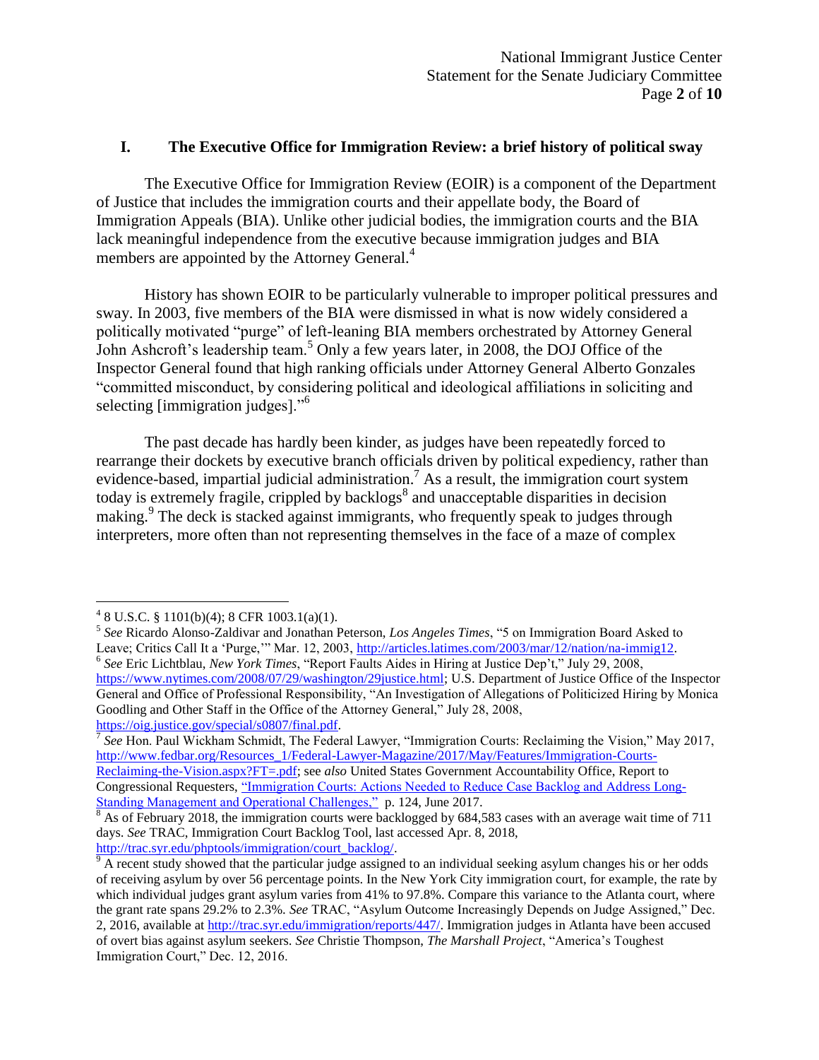## I. The Executive Office for Immigration Review: a brief history of political sway

The Executive Office for Immigration Review (EOIR) is a component of the Department of Justice that includes the immigration courts and their appellate body, the Board of Immigration Appeals (BIA). Unlike other judicial bodies, the immigration courts and the BIA lack meaningful independence from the executive because immigration judges and BIA members are appointed by the Attorney General.[4]

History has shown EOIR to be particularly vulnerable to improper political pressures and sway. In 2003, five members of the BIA were dismissed in what is now widely considered a politically motivated "purge" of left-leaning BIA members orchestrated by Attorney General John Ashcroft's leadership team.[5] Only a few years later, in 2008, the DOJ Office of the Inspector General found that high ranking officials under Attorney General Alberto Gonzales "committed misconduct, by considering political and ideological affiliations in soliciting and selecting [immigration judges]."[6]

The past decade has hardly been kinder, as judges have been repeatedly forced to rearrange their dockets by executive branch officials driven by political expediency, rather than evidence-based, impartial judicial administration.[7] As a result, the immigration court system today is extremely fragile, crippled by backlogs[8] and unacceptable disparities in decision making.[9] The deck is stacked against immigrants, who frequently speak to judges through interpreters, more often than not representing themselves in the face of a maze of complex

---

[4] 8 U.S.C. § 1101(b)(4); 8 CFR 1003.1(a)(1).

[5] *See* Ricardo Alonso-Zaldivar and Jonathan Peterson, *Los Angeles Times*, "5 on Immigration Board Asked to Leave; Critics Call It a 'Purge,'" Mar. 12, 2003, http://articles.latimes.com/2003/mar/12/nation/na-immig12.

[6] *See* Eric Lichtblau, *New York Times*, "Report Faults Aides in Hiring at Justice Dep't," July 29, 2008, https://www.nytimes.com/2008/07/29/washington/29justice.html; U.S. Department of Justice Office of the Inspector General and Office of Professional Responsibility, "An Investigation of Allegations of Politicized Hiring by Monica Goodling and Other Staff in the Office of the Attorney General," July 28, 2008, https://oig.justice.gov/special/s0807/final.pdf.

[7] *See* Hon. Paul Wickham Schmidt, The Federal Lawyer, "Immigration Courts: Reclaiming the Vision," May 2017, http://www.fedbar.org/Resources_1/Federal-Lawyer-Magazine/2017/May/Features/Immigration-Courts-Reclaiming-the-Vision.aspx?FT=.pdf; see *also* United States Government Accountability Office, Report to Congressional Requesters, "Immigration Courts: Actions Needed to Reduce Case Backlog and Address Long-Standing Management and Operational Challenges," p. 124, June 2017.

[8] As of February 2018, the immigration courts were backlogged by 684,583 cases with an average wait time of 711 days. *See* TRAC, Immigration Court Backlog Tool, last accessed Apr. 8, 2018, http://trac.syr.edu/phptools/immigration/court_backlog/.

[9] A recent study showed that the particular judge assigned to an individual seeking asylum changes his or her odds of receiving asylum by over 56 percentage points. In the New York City immigration court, for example, the rate by which individual judges grant asylum varies from 41% to 97.8%. Compare this variance to the Atlanta court, where the grant rate spans 29.2% to 2.3%. *See* TRAC, "Asylum Outcome Increasingly Depends on Judge Assigned," Dec. 2, 2016, available at http://trac.syr.edu/immigration/reports/447/. Immigration judges in Atlanta have been accused of overt bias against asylum seekers. *See* Christie Thompson, *The Marshall Project*, "America's Toughest Immigration Court," Dec. 12, 2016.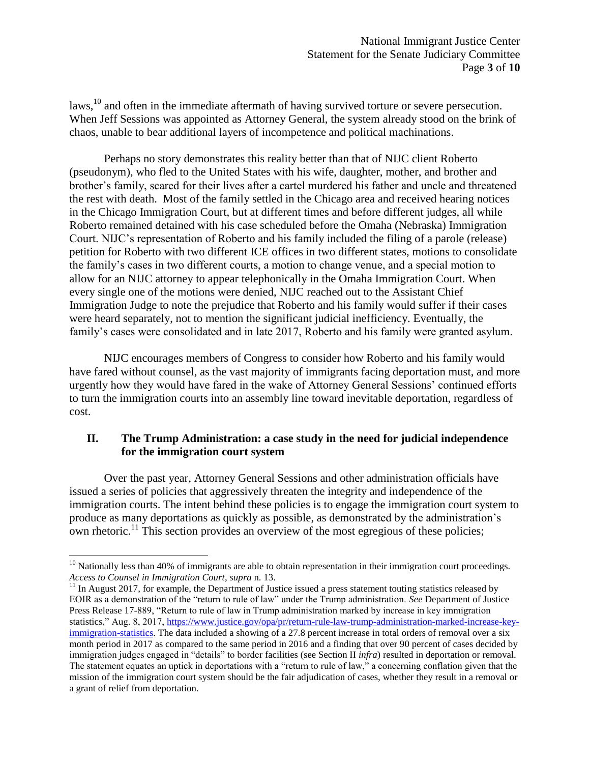laws,[10] and often in the immediate aftermath of having survived torture or severe persecution. When Jeff Sessions was appointed as Attorney General, the system already stood on the brink of chaos, unable to bear additional layers of incompetence and political machinations.

Perhaps no story demonstrates this reality better than that of NIJC client Roberto (pseudonym), who fled to the United States with his wife, daughter, mother, and brother and brother's family, scared for their lives after a cartel murdered his father and uncle and threatened the rest with death. Most of the family settled in the Chicago area and received hearing notices in the Chicago Immigration Court, but at different times and before different judges, all while Roberto remained detained with his case scheduled before the Omaha (Nebraska) Immigration Court. NIJC's representation of Roberto and his family included the filing of a parole (release) petition for Roberto with two different ICE offices in two different states, motions to consolidate the family's cases in two different courts, a motion to change venue, and a special motion to allow for an NIJC attorney to appear telephonically in the Omaha Immigration Court. When every single one of the motions were denied, NIJC reached out to the Assistant Chief Immigration Judge to note the prejudice that Roberto and his family would suffer if their cases were heard separately, not to mention the significant judicial inefficiency. Eventually, the family's cases were consolidated and in late 2017, Roberto and his family were granted asylum.

NIJC encourages members of Congress to consider how Roberto and his family would have fared without counsel, as the vast majority of immigrants facing deportation must, and more urgently how they would have fared in the wake of Attorney General Sessions' continued efforts to turn the immigration courts into an assembly line toward inevitable deportation, regardless of cost.

## II. The Trump Administration: a case study in the need for judicial independence for the immigration court system

Over the past year, Attorney General Sessions and other administration officials have issued a series of policies that aggressively threaten the integrity and independence of the immigration courts. The intent behind these policies is to engage the immigration court system to produce as many deportations as quickly as possible, as demonstrated by the administration's own rhetoric.[11] This section provides an overview of the most egregious of these policies;

---

[10] Nationally less than 40% of immigrants are able to obtain representation in their immigration court proceedings. *Access to Counsel in Immigration Court*, *supra* n. 13.

[11] In August 2017, for example, the Department of Justice issued a press statement touting statistics released by EOIR as a demonstration of the "return to rule of law" under the Trump administration. *See* Department of Justice Press Release 17-889, "Return to rule of law in Trump administration marked by increase in key immigration statistics," Aug. 8, 2017, https://www.justice.gov/opa/pr/return-rule-law-trump-administration-marked-increase-key-immigration-statistics. The data included a showing of a 27.8 percent increase in total orders of removal over a six month period in 2017 as compared to the same period in 2016 and a finding that over 90 percent of cases decided by immigration judges engaged in "details" to border facilities (see Section II *infra*) resulted in deportation or removal. The statement equates an uptick in deportations with a "return to rule of law," a concerning conflation given that the mission of the immigration court system should be the fair adjudication of cases, whether they result in a removal or a grant of relief from deportation.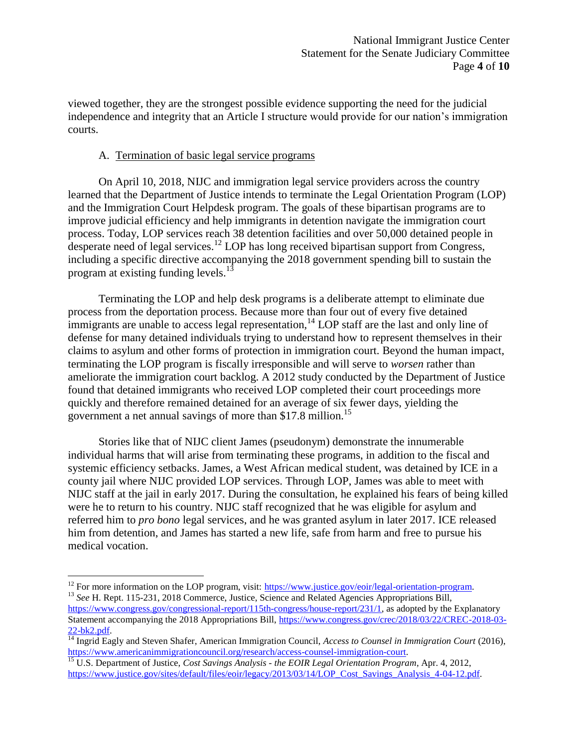viewed together, they are the strongest possible evidence supporting the need for the judicial independence and integrity that an Article I structure would provide for our nation's immigration courts.

### A. Termination of basic legal service programs

On April 10, 2018, NIJC and immigration legal service providers across the country learned that the Department of Justice intends to terminate the Legal Orientation Program (LOP) and the Immigration Court Helpdesk program. The goals of these bipartisan programs are to improve judicial efficiency and help immigrants in detention navigate the immigration court process. Today, LOP services reach 38 detention facilities and over 50,000 detained people in desperate need of legal services.[12] LOP has long received bipartisan support from Congress, including a specific directive accompanying the 2018 government spending bill to sustain the program at existing funding levels.[13]

Terminating the LOP and help desk programs is a deliberate attempt to eliminate due process from the deportation process. Because more than four out of every five detained immigrants are unable to access legal representation,[14] LOP staff are the last and only line of defense for many detained individuals trying to understand how to represent themselves in their claims to asylum and other forms of protection in immigration court. Beyond the human impact, terminating the LOP program is fiscally irresponsible and will serve to *worsen* rather than ameliorate the immigration court backlog. A 2012 study conducted by the Department of Justice found that detained immigrants who received LOP completed their court proceedings more quickly and therefore remained detained for an average of six fewer days, yielding the government a net annual savings of more than $17.8 million.[15]

Stories like that of NIJC client James (pseudonym) demonstrate the innumerable individual harms that will arise from terminating these programs, in addition to the fiscal and systemic efficiency setbacks. James, a West African medical student, was detained by ICE in a county jail where NIJC provided LOP services. Through LOP, James was able to meet with NIJC staff at the jail in early 2017. During the consultation, he explained his fears of being killed were he to return to his country. NIJC staff recognized that he was eligible for asylum and referred him to *pro bono* legal services, and he was granted asylum in later 2017. ICE released him from detention, and James has started a new life, safe from harm and free to pursue his medical vocation.

---

[12] For more information on the LOP program, visit: https://www.justice.gov/eoir/legal-orientation-program.

[13] *See* H. Rept. 115-231, 2018 Commerce, Justice, Science and Related Agencies Appropriations Bill, https://www.congress.gov/congressional-report/115th-congress/house-report/231/1, as adopted by the Explanatory Statement accompanying the 2018 Appropriations Bill, https://www.congress.gov/crec/2018/03/22/CREC-2018-03-22-bk2.pdf.

[14] Ingrid Eagly and Steven Shafer, American Immigration Council, *Access to Counsel in Immigration Court* (2016), https://www.americanimmigrationcouncil.org/research/access-counsel-immigration-court.

[15] U.S. Department of Justice, *Cost Savings Analysis - the EOIR Legal Orientation Program*, Apr. 4, 2012, https://www.justice.gov/sites/default/files/eoir/legacy/2013/03/14/LOP_Cost_Savings_Analysis_4-04-12.pdf.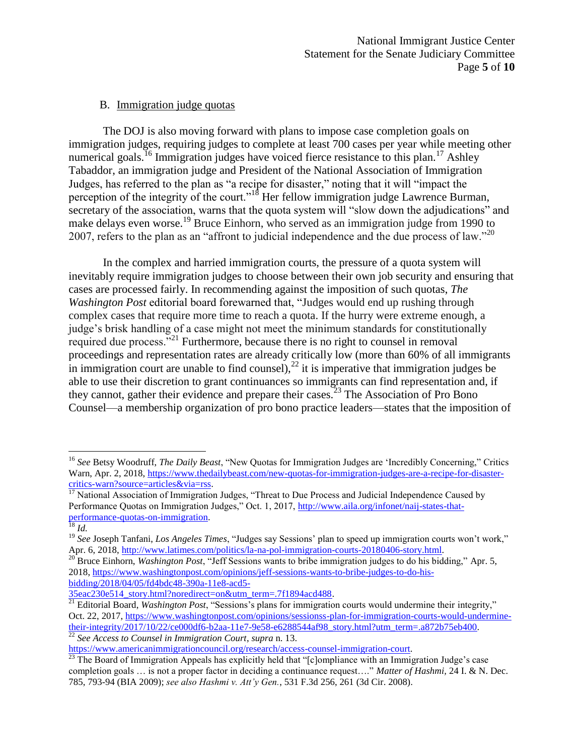### B. Immigration judge quotas

The DOJ is also moving forward with plans to impose case completion goals on immigration judges, requiring judges to complete at least 700 cases per year while meeting other numerical goals.[16] Immigration judges have voiced fierce resistance to this plan.[17] Ashley Tabaddor, an immigration judge and President of the National Association of Immigration Judges, has referred to the plan as "a recipe for disaster," noting that it will "impact the perception of the integrity of the court."[18] Her fellow immigration judge Lawrence Burman, secretary of the association, warns that the quota system will "slow down the adjudications" and make delays even worse.[19] Bruce Einhorn, who served as an immigration judge from 1990 to 2007, refers to the plan as an "affront to judicial independence and the due process of law."[20]

In the complex and harried immigration courts, the pressure of a quota system will inevitably require immigration judges to choose between their own job security and ensuring that cases are processed fairly. In recommending against the imposition of such quotas, *The Washington Post* editorial board forewarned that, "Judges would end up rushing through complex cases that require more time to reach a quota. If the hurry were extreme enough, a judge's brisk handling of a case might not meet the minimum standards for constitutionally required due process."[21] Furthermore, because there is no right to counsel in removal proceedings and representation rates are already critically low (more than 60% of all immigrants in immigration court are unable to find counsel),[22] it is imperative that immigration judges be able to use their discretion to grant continuances so immigrants can find representation and, if they cannot, gather their evidence and prepare their cases.[23] The Association of Pro Bono Counsel—a membership organization of pro bono practice leaders—states that the imposition of

---

[16] *See* Betsy Woodruff, *The Daily Beast*, "New Quotas for Immigration Judges are 'Incredibly Concerning,'' Critics Warn, Apr. 2, 2018, https://www.thedailybeast.com/new-quotas-for-immigration-judges-are-a-recipe-for-disaster-critics-warn?source=articles&via=rss.

[17] National Association of Immigration Judges, "Threat to Due Process and Judicial Independence Caused by Performance Quotas on Immigration Judges," Oct. 1, 2017, http://www.aila.org/infonet/naij-states-that-performance-quotas-on-immigration.

[18] *Id.*

[19] *See* Joseph Tanfani, *Los Angeles Times*, "Judges say Sessions' plan to speed up immigration courts won't work," Apr. 6, 2018, http://www.latimes.com/politics/la-na-pol-immigration-courts-20180406-story.html.

[20] Bruce Einhorn, *Washington Post*, "Jeff Sessions wants to bribe immigration judges to do his bidding," Apr. 5, 2018, https://www.washingtonpost.com/opinions/jeff-sessions-wants-to-bribe-judges-to-do-his-bidding/2018/04/05/fd4bdc48-390a-11e8-acd5-35eac230e514_story.html?noredirect=on&utm_term=.7f1894acd488.

[21] Editorial Board, *Washington Post*, "Sessions's plans for immigration courts would undermine their integrity," Oct. 22, 2017, https://www.washingtonpost.com/opinions/sessionss-plan-for-immigration-courts-would-undermine-their-integrity/2017/10/22/ce000df6-b2aa-11e7-9e58-e6288544af98_story.html?utm_term=.a872b75eb400.

[22] *See Access to Counsel in Immigration Court*, *supra* n. 13. https://www.americanimmigrationcouncil.org/research/access-counsel-immigration-court.

[23] The Board of Immigration Appeals has explicitly held that "[c]ompliance with an Immigration Judge's case completion goals … is not a proper factor in deciding a continuance request…." *Matter of Hashmi*, 24 I. & N. Dec. 785, 793-94 (BIA 2009); *see also Hashmi v. Att'y Gen.*, 531 F.3d 256, 261 (3d Cir. 2008).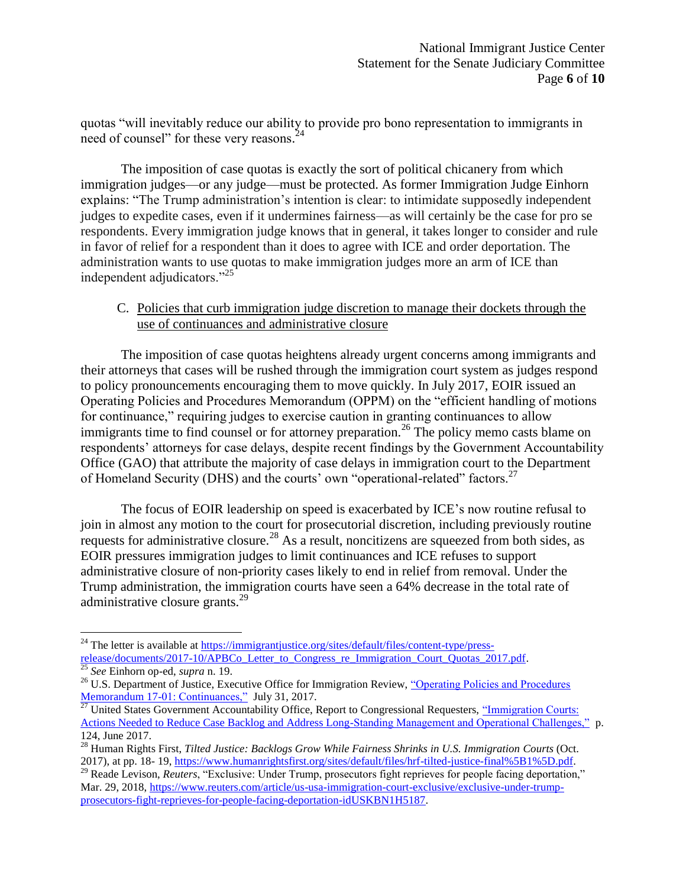quotas "will inevitably reduce our ability to provide pro bono representation to immigrants in need of counsel" for these very reasons.[24]

The imposition of case quotas is exactly the sort of political chicanery from which immigration judges—or any judge—must be protected. As former Immigration Judge Einhorn explains: "The Trump administration's intention is clear: to intimidate supposedly independent judges to expedite cases, even if it undermines fairness—as will certainly be the case for pro se respondents. Every immigration judge knows that in general, it takes longer to consider and rule in favor of relief for a respondent than it does to agree with ICE and order deportation. The administration wants to use quotas to make immigration judges more an arm of ICE than independent adjudicators."[25]

C. <u>Policies that curb immigration judge discretion to manage their dockets through the use of continuances and administrative closure</u>

The imposition of case quotas heightens already urgent concerns among immigrants and their attorneys that cases will be rushed through the immigration court system as judges respond to policy pronouncements encouraging them to move quickly. In July 2017, EOIR issued an Operating Policies and Procedures Memorandum (OPPM) on the "efficient handling of motions for continuance," requiring judges to exercise caution in granting continuances to allow immigrants time to find counsel or for attorney preparation.[26] The policy memo casts blame on respondents' attorneys for case delays, despite recent findings by the Government Accountability Office (GAO) that attribute the majority of case delays in immigration court to the Department of Homeland Security (DHS) and the courts' own "operational-related" factors.[27]

The focus of EOIR leadership on speed is exacerbated by ICE's now routine refusal to join in almost any motion to the court for prosecutorial discretion, including previously routine requests for administrative closure.[28] As a result, noncitizens are squeezed from both sides, as EOIR pressures immigration judges to limit continuances and ICE refuses to support administrative closure of non-priority cases likely to end in relief from removal. Under the Trump administration, the immigration courts have seen a 64% decrease in the total rate of administrative closure grants.[29]

---

[24] The letter is available at https://immigrantjustice.org/sites/default/files/content-type/press-release/documents/2017-10/APBCo_Letter_to_Congress_re_Immigration_Court_Quotas_2017.pdf.

[25] *See* Einhorn op-ed, *supra* n. 19.

[26] U.S. Department of Justice, Executive Office for Immigration Review, "Operating Policies and Procedures Memorandum 17-01: Continuances," July 31, 2017.

[27] United States Government Accountability Office, Report to Congressional Requesters, "Immigration Courts: Actions Needed to Reduce Case Backlog and Address Long-Standing Management and Operational Challenges," p. 124, June 2017.

[28] Human Rights First, *Tilted Justice: Backlogs Grow While Fairness Shrinks in U.S. Immigration Courts* (Oct. 2017), at pp. 18- 19, https://www.humanrightsfirst.org/sites/default/files/hrf-tilted-justice-final%5B1%5D.pdf.

[29] Reade Levison, *Reuters*, "Exclusive: Under Trump, prosecutors fight reprieves for people facing deportation," Mar. 29, 2018, https://www.reuters.com/article/us-usa-immigration-court-exclusive/exclusive-under-trump-prosecutors-fight-reprieves-for-people-facing-deportation-idUSKBN1H5187.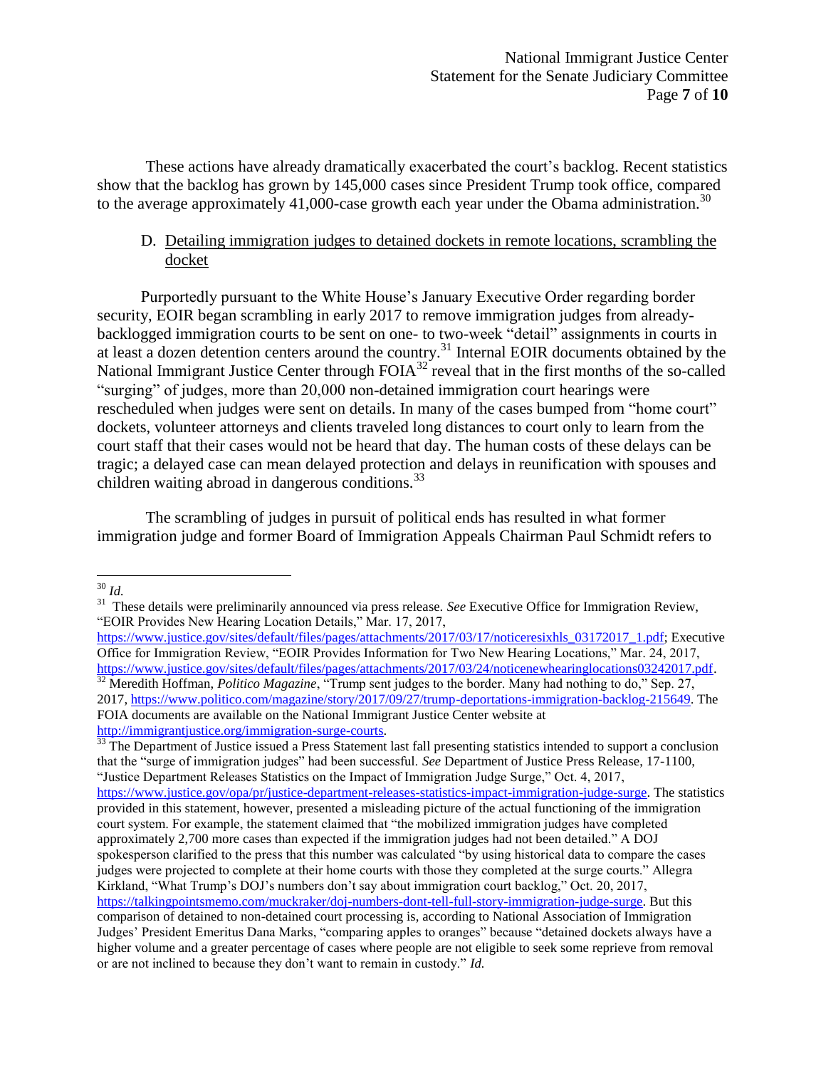These actions have already dramatically exacerbated the court's backlog. Recent statistics show that the backlog has grown by 145,000 cases since President Trump took office, compared to the average approximately 41,000-case growth each year under the Obama administration.[30]

D. Detailing immigration judges to detained dockets in remote locations, scrambling the docket

Purportedly pursuant to the White House's January Executive Order regarding border security, EOIR began scrambling in early 2017 to remove immigration judges from already-backlogged immigration courts to be sent on one- to two-week "detail" assignments in courts in at least a dozen detention centers around the country.[31] Internal EOIR documents obtained by the National Immigrant Justice Center through FOIA[32] reveal that in the first months of the so-called "surging" of judges, more than 20,000 non-detained immigration court hearings were rescheduled when judges were sent on details. In many of the cases bumped from "home court" dockets, volunteer attorneys and clients traveled long distances to court only to learn from the court staff that their cases would not be heard that day. The human costs of these delays can be tragic; a delayed case can mean delayed protection and delays in reunification with spouses and children waiting abroad in dangerous conditions.[33]

The scrambling of judges in pursuit of political ends has resulted in what former immigration judge and former Board of Immigration Appeals Chairman Paul Schmidt refers to

---

[30] *Id.*

[31] These details were preliminarily announced via press release. *See* Executive Office for Immigration Review, "EOIR Provides New Hearing Location Details," Mar. 17, 2017, https://www.justice.gov/sites/default/files/pages/attachments/2017/03/17/noticeresixhls_03172017_1.pdf; Executive Office for Immigration Review, "EOIR Provides Information for Two New Hearing Locations," Mar. 24, 2017, https://www.justice.gov/sites/default/files/pages/attachments/2017/03/24/noticenewhearinglocations03242017.pdf.

[32] Meredith Hoffman, *Politico Magazine*, "Trump sent judges to the border. Many had nothing to do," Sep. 27, 2017, https://www.politico.com/magazine/story/2017/09/27/trump-deportations-immigration-backlog-215649. The FOIA documents are available on the National Immigrant Justice Center website at http://immigrantjustice.org/immigration-surge-courts.

[33] The Department of Justice issued a Press Statement last fall presenting statistics intended to support a conclusion that the "surge of immigration judges" had been successful. *See* Department of Justice Press Release, 17-1100, "Justice Department Releases Statistics on the Impact of Immigration Judge Surge," Oct. 4, 2017, https://www.justice.gov/opa/pr/justice-department-releases-statistics-impact-immigration-judge-surge. The statistics provided in this statement, however, presented a misleading picture of the actual functioning of the immigration court system. For example, the statement claimed that "the mobilized immigration judges have completed approximately 2,700 more cases than expected if the immigration judges had not been detailed." A DOJ spokesperson clarified to the press that this number was calculated "by using historical data to compare the cases judges were projected to complete at their home courts with those they completed at the surge courts." Allegra Kirkland, "What Trump's DOJ's numbers don't say about immigration court backlog," Oct. 20, 2017, https://talkingpointsmemo.com/muckraker/doj-numbers-dont-tell-full-story-immigration-judge-surge. But this comparison of detained to non-detained court processing is, according to National Association of Immigration Judges' President Emeritus Dana Marks, "comparing apples to oranges" because "detained dockets always have a higher volume and a greater percentage of cases where people are not eligible to seek some reprieve from removal or are not inclined to because they don't want to remain in custody." *Id.*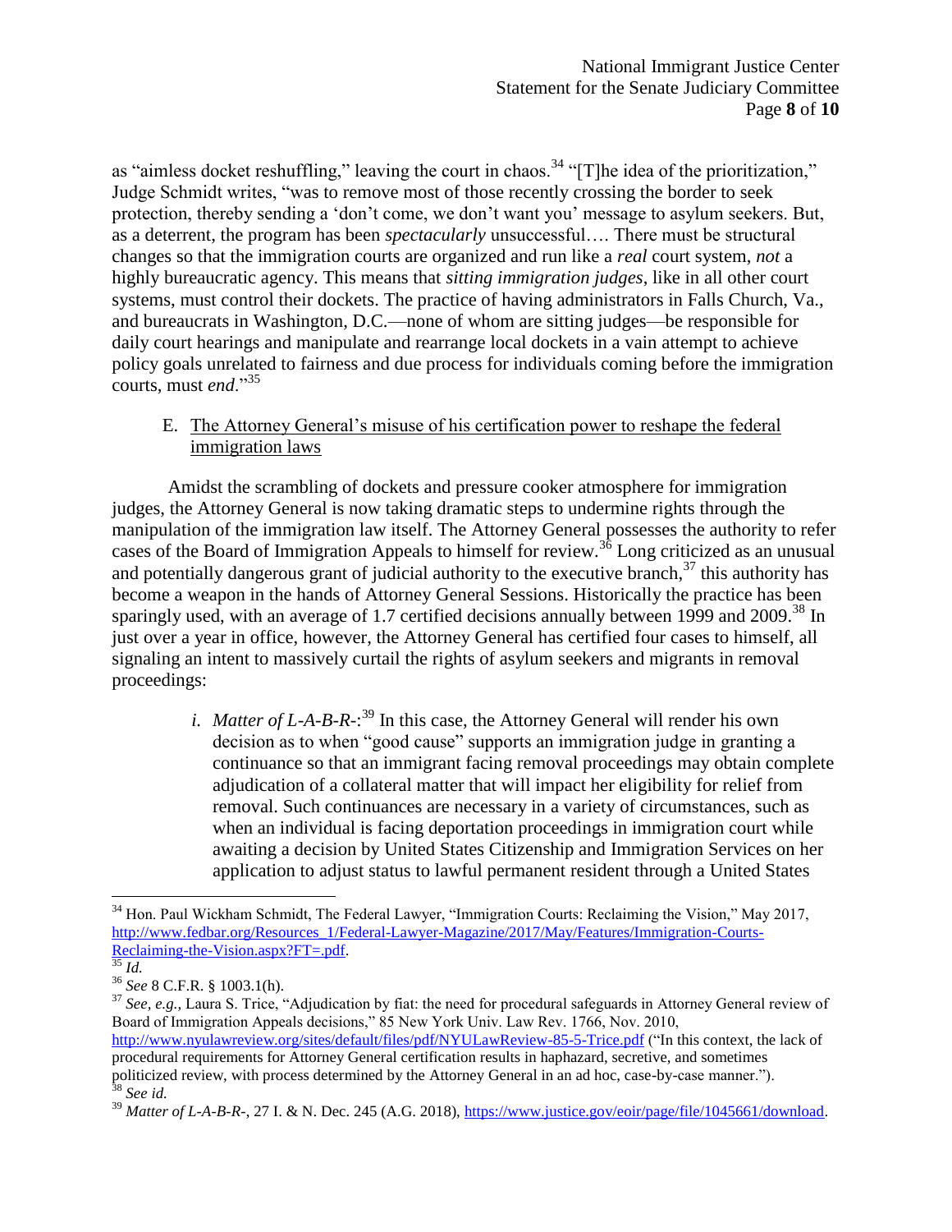as "aimless docket reshuffling," leaving the court in chaos.[34] "[T]he idea of the prioritization," Judge Schmidt writes, "was to remove most of those recently crossing the border to seek protection, thereby sending a 'don't come, we don't want you' message to asylum seekers. But, as a deterrent, the program has been *spectacularly* unsuccessful…. There must be structural changes so that the immigration courts are organized and run like a *real* court system, *not* a highly bureaucratic agency. This means that *sitting immigration judges*, like in all other court systems, must control their dockets. The practice of having administrators in Falls Church, Va., and bureaucrats in Washington, D.C.—none of whom are sitting judges—be responsible for daily court hearings and manipulate and rearrange local dockets in a vain attempt to achieve policy goals unrelated to fairness and due process for individuals coming before the immigration courts, must *end*."[35]

E. <u>The Attorney General's misuse of his certification power to reshape the federal immigration laws</u>

Amidst the scrambling of dockets and pressure cooker atmosphere for immigration judges, the Attorney General is now taking dramatic steps to undermine rights through the manipulation of the immigration law itself. The Attorney General possesses the authority to refer cases of the Board of Immigration Appeals to himself for review.[36] Long criticized as an unusual and potentially dangerous grant of judicial authority to the executive branch,[37] this authority has become a weapon in the hands of Attorney General Sessions. Historically the practice has been sparingly used, with an average of 1.7 certified decisions annually between 1999 and 2009.[38] In just over a year in office, however, the Attorney General has certified four cases to himself, all signaling an intent to massively curtail the rights of asylum seekers and migrants in removal proceedings:

*i. Matter of L-A-B-R-*:[39] In this case, the Attorney General will render his own decision as to when "good cause" supports an immigration judge in granting a continuance so that an immigrant facing removal proceedings may obtain complete adjudication of a collateral matter that will impact her eligibility for relief from removal. Such continuances are necessary in a variety of circumstances, such as when an individual is facing deportation proceedings in immigration court while awaiting a decision by United States Citizenship and Immigration Services on her application to adjust status to lawful permanent resident through a United States

---

[34] Hon. Paul Wickham Schmidt, The Federal Lawyer, "Immigration Courts: Reclaiming the Vision," May 2017, http://www.fedbar.org/Resources_1/Federal-Lawyer-Magazine/2017/May/Features/Immigration-Courts-Reclaiming-the-Vision.aspx?FT=.pdf.

[35] *Id.*

[36] *See* 8 C.F.R. § 1003.1(h).

[37] *See, e.g.,* Laura S. Trice, "Adjudication by fiat: the need for procedural safeguards in Attorney General review of Board of Immigration Appeals decisions," 85 New York Univ. Law Rev. 1766, Nov. 2010, http://www.nyulawreview.org/sites/default/files/pdf/NYULawReview-85-5-Trice.pdf ("In this context, the lack of procedural requirements for Attorney General certification results in haphazard, secretive, and sometimes politicized review, with process determined by the Attorney General in an ad hoc, case-by-case manner.").

[38] *See id.*

[39] *Matter of L-A-B-R-*, 27 I. & N. Dec. 245 (A.G. 2018), https://www.justice.gov/eoir/page/file/1045661/download.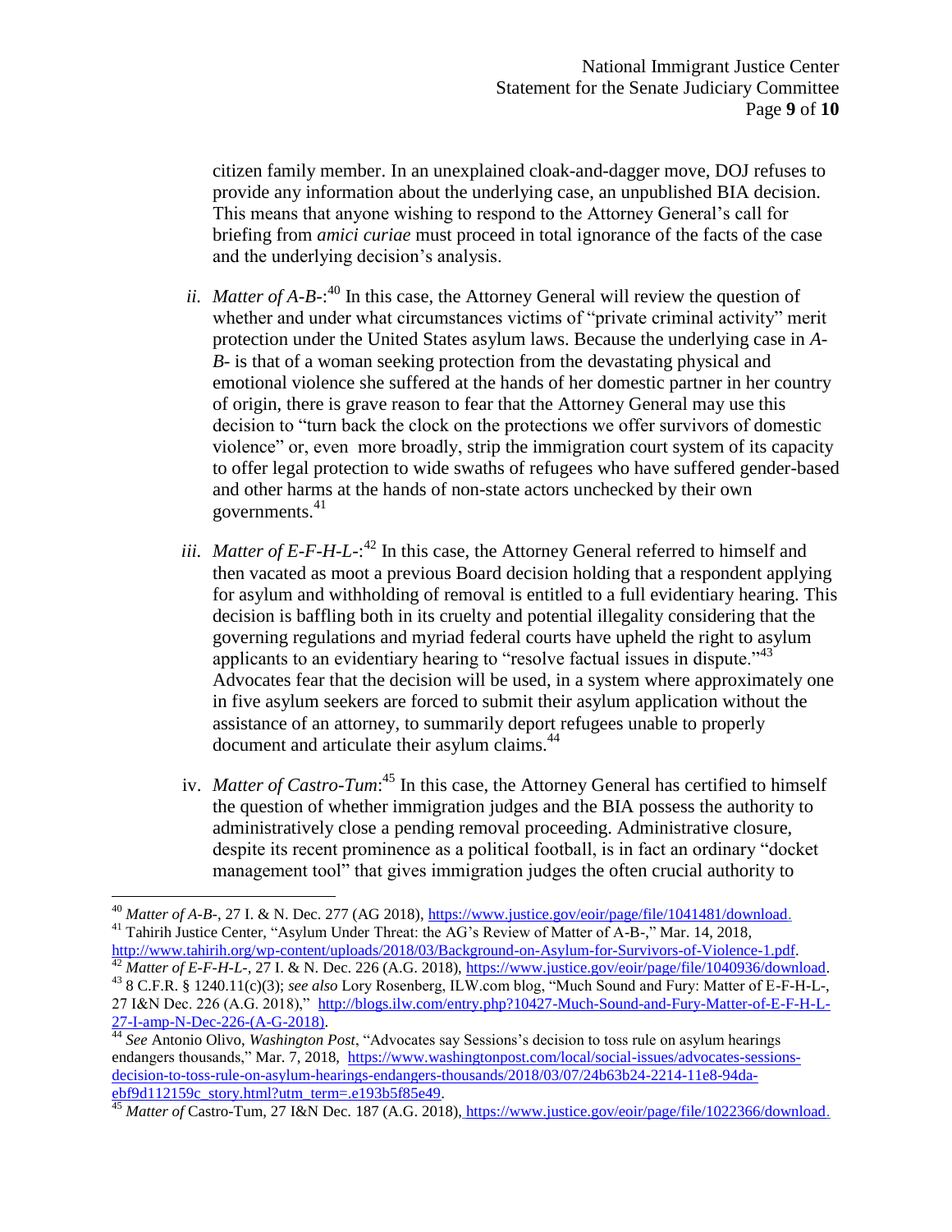citizen family member. In an unexplained cloak-and-dagger move, DOJ refuses to provide any information about the underlying case, an unpublished BIA decision. This means that anyone wishing to respond to the Attorney General's call for briefing from *amici curiae* must proceed in total ignorance of the facts of the case and the underlying decision's analysis.

*ii. Matter of A-B-*:[40] In this case, the Attorney General will review the question of whether and under what circumstances victims of "private criminal activity" merit protection under the United States asylum laws. Because the underlying case in *A-B-* is that of a woman seeking protection from the devastating physical and emotional violence she suffered at the hands of her domestic partner in her country of origin, there is grave reason to fear that the Attorney General may use this decision to "turn back the clock on the protections we offer survivors of domestic violence" or, even more broadly, strip the immigration court system of its capacity to offer legal protection to wide swaths of refugees who have suffered gender-based and other harms at the hands of non-state actors unchecked by their own governments.[41]

*iii. Matter of E-F-H-L-*:[42] In this case, the Attorney General referred to himself and then vacated as moot a previous Board decision holding that a respondent applying for asylum and withholding of removal is entitled to a full evidentiary hearing. This decision is baffling both in its cruelty and potential illegality considering that the governing regulations and myriad federal courts have upheld the right to asylum applicants to an evidentiary hearing to "resolve factual issues in dispute."[43] Advocates fear that the decision will be used, in a system where approximately one in five asylum seekers are forced to submit their asylum application without the assistance of an attorney, to summarily deport refugees unable to properly document and articulate their asylum claims.[44]

iv. *Matter of Castro-Tum*:[45] In this case, the Attorney General has certified to himself the question of whether immigration judges and the BIA possess the authority to administratively close a pending removal proceeding. Administrative closure, despite its recent prominence as a political football, is in fact an ordinary "docket management tool" that gives immigration judges the often crucial authority to

---

[40] *Matter of A-B-*, 27 I. & N. Dec. 277 (AG 2018), https://www.justice.gov/eoir/page/file/1041481/download.

[41] Tahirih Justice Center, "Asylum Under Threat: the AG's Review of Matter of A-B-," Mar. 14, 2018, http://www.tahirih.org/wp-content/uploads/2018/03/Background-on-Asylum-for-Survivors-of-Violence-1.pdf.

[42] *Matter of E-F-H-L-*, 27 I. & N. Dec. 226 (A.G. 2018), https://www.justice.gov/eoir/page/file/1040936/download.

[43] 8 C.F.R. § 1240.11(c)(3); *see also* Lory Rosenberg, ILW.com blog, "Much Sound and Fury: Matter of E-F-H-L-, 27 I&N Dec. 226 (A.G. 2018)," http://blogs.ilw.com/entry.php?10427-Much-Sound-and-Fury-Matter-of-E-F-H-L-27-I-amp-N-Dec-226-(A-G-2018).

[44] *See* Antonio Olivo, *Washington Post*, "Advocates say Sessions's decision to toss rule on asylum hearings endangers thousands," Mar. 7, 2018, https://www.washingtonpost.com/local/social-issues/advocates-sessions-decision-to-toss-rule-on-asylum-hearings-endangers-thousands/2018/03/07/24b63b24-2214-11e8-94da-ebf9d112159c_story.html?utm_term=.e193b5f85e49.

[45] *Matter of* Castro-Tum, 27 I&N Dec. 187 (A.G. 2018), https://www.justice.gov/eoir/page/file/1022366/download.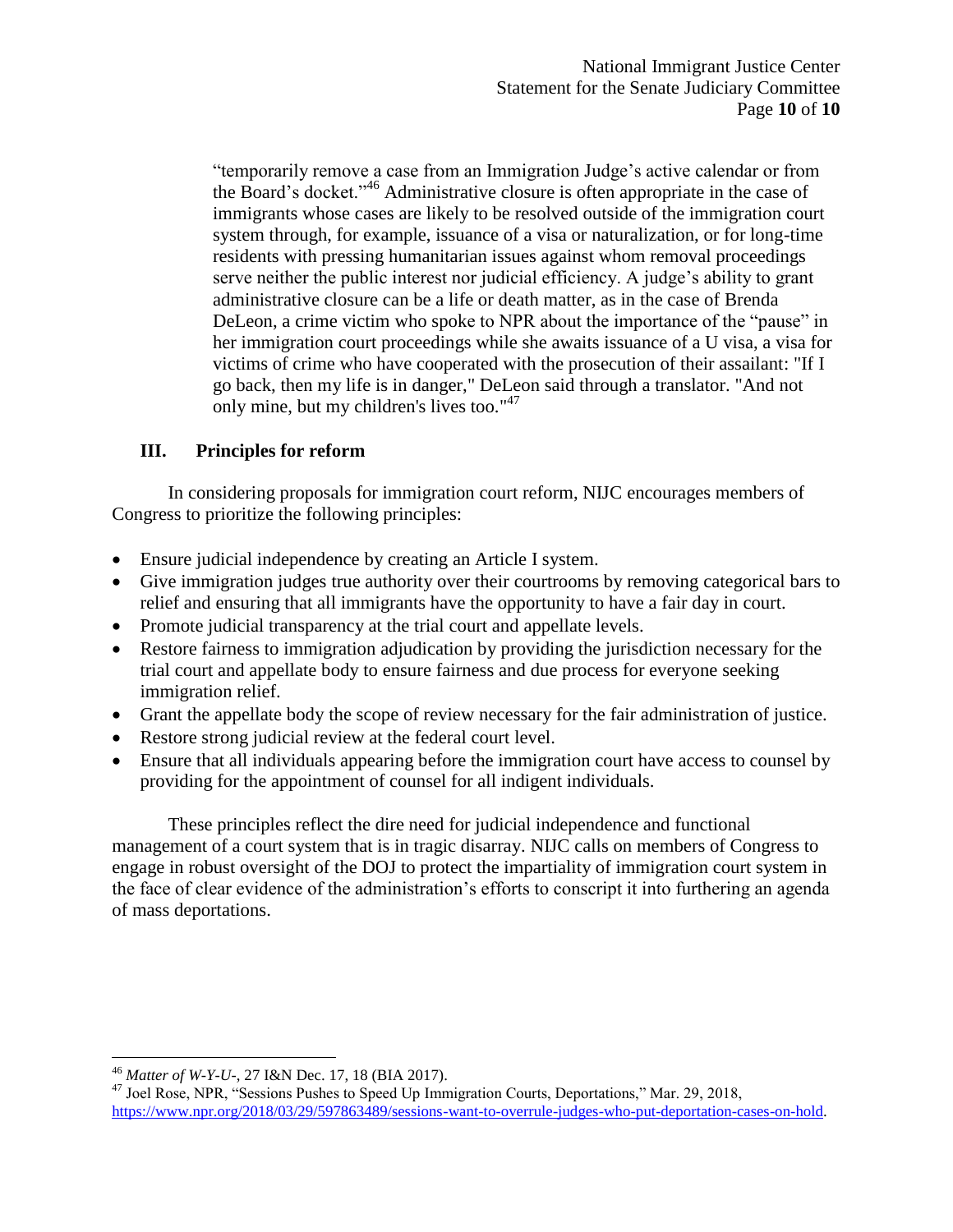"temporarily remove a case from an Immigration Judge's active calendar or from the Board's docket."[46] Administrative closure is often appropriate in the case of immigrants whose cases are likely to be resolved outside of the immigration court system through, for example, issuance of a visa or naturalization, or for long-time residents with pressing humanitarian issues against whom removal proceedings serve neither the public interest nor judicial efficiency. A judge's ability to grant administrative closure can be a life or death matter, as in the case of Brenda DeLeon, a crime victim who spoke to NPR about the importance of the "pause" in her immigration court proceedings while she awaits issuance of a U visa, a visa for victims of crime who have cooperated with the prosecution of their assailant: "If I go back, then my life is in danger," DeLeon said through a translator. "And not only mine, but my children's lives too."[47]

## III. Principles for reform

In considering proposals for immigration court reform, NIJC encourages members of Congress to prioritize the following principles:

- Ensure judicial independence by creating an Article I system.
- Give immigration judges true authority over their courtrooms by removing categorical bars to relief and ensuring that all immigrants have the opportunity to have a fair day in court.
- Promote judicial transparency at the trial court and appellate levels.
- Restore fairness to immigration adjudication by providing the jurisdiction necessary for the trial court and appellate body to ensure fairness and due process for everyone seeking immigration relief.
- Grant the appellate body the scope of review necessary for the fair administration of justice.
- Restore strong judicial review at the federal court level.
- Ensure that all individuals appearing before the immigration court have access to counsel by providing for the appointment of counsel for all indigent individuals.

These principles reflect the dire need for judicial independence and functional management of a court system that is in tragic disarray. NIJC calls on members of Congress to engage in robust oversight of the DOJ to protect the impartiality of immigration court system in the face of clear evidence of the administration's efforts to conscript it into furthering an agenda of mass deportations.

---

[46] *Matter of W-Y-U-*, 27 I&N Dec. 17, 18 (BIA 2017).

[47] Joel Rose, NPR, "Sessions Pushes to Speed Up Immigration Courts, Deportations," Mar. 29, 2018, https://www.npr.org/2018/03/29/597863489/sessions-want-to-overrule-judges-who-put-deportation-cases-on-hold.